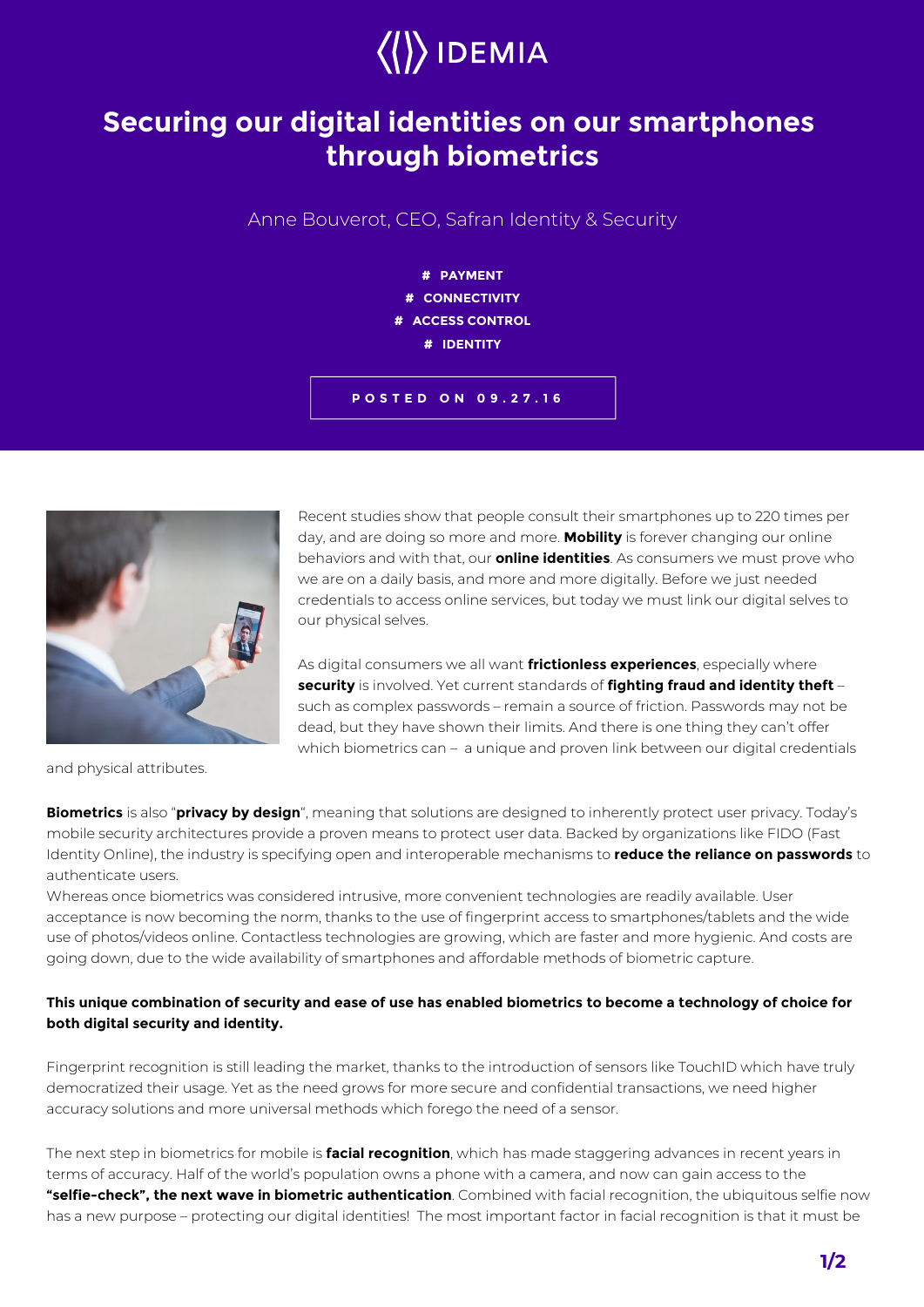IDEMIA

# Securing our digital identities on our smartphones through biometrics

Anne Bouverot, CEO, Safran Identity & Security

# PAYMENT
# CONNECTIVITY
# ACCESS CONTROL
# IDENTITY

POSTED ON 09.27.16

Recent studies show that people consult their smartphones up to 220 times per day, and are doing so more and more. **Mobility** is forever changing our online behaviors and with that, our **online identities**. As consumers we must prove who we are on a daily basis, and more and more digitally. Before we just needed credentials to access online services, but today we must link our digital selves to our physical selves.

As digital consumers we all want **frictionless experiences**, especially where **security** is involved. Yet current standards of **fighting fraud and identity theft** – such as complex passwords – remain a source of friction. Passwords may not be dead, but they have shown their limits. And there is one thing they can't offer which biometrics can – a unique and proven link between our digital credentials and physical attributes.

**Biometrics** is also "**privacy by design**", meaning that solutions are designed to inherently protect user privacy. Today's mobile security architectures provide a proven means to protect user data. Backed by organizations like FIDO (Fast Identity Online), the industry is specifying open and interoperable mechanisms to **reduce the reliance on passwords** to authenticate users.
Whereas once biometrics was considered intrusive, more convenient technologies are readily available. User acceptance is now becoming the norm, thanks to the use of fingerprint access to smartphones/tablets and the wide use of photos/videos online. Contactless technologies are growing, which are faster and more hygienic. And costs are going down, due to the wide availability of smartphones and affordable methods of biometric capture.

**This unique combination of security and ease of use has enabled biometrics to become a technology of choice for both digital security and identity.**

Fingerprint recognition is still leading the market, thanks to the introduction of sensors like TouchID which have truly democratized their usage. Yet as the need grows for more secure and confidential transactions, we need higher accuracy solutions and more universal methods which forego the need of a sensor.

The next step in biometrics for mobile is **facial recognition**, which has made staggering advances in recent years in terms of accuracy. Half of the world's population owns a phone with a camera, and now can gain access to the **"selfie-check", the next wave in biometric authentication**. Combined with facial recognition, the ubiquitous selfie now has a new purpose – protecting our digital identities! The most important factor in facial recognition is that it must be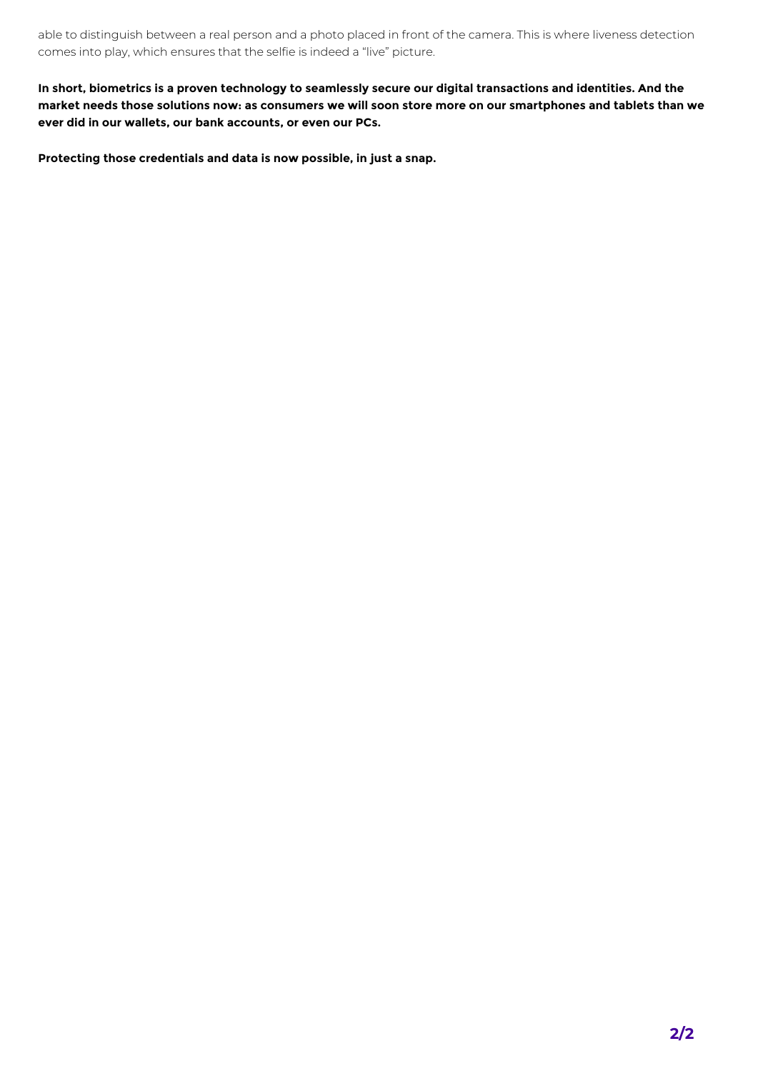able to distinguish between a real person and a photo placed in front of the camera. This is where liveness detection comes into play, which ensures that the selfie is indeed a “live” picture.

**In short, biometrics is a proven technology to seamlessly secure our digital transactions and identities. And the market needs those solutions now: as consumers we will soon store more on our smartphones and tablets than we ever did in our wallets, our bank accounts, or even our PCs.**

**Protecting those credentials and data is now possible, in just a snap.**